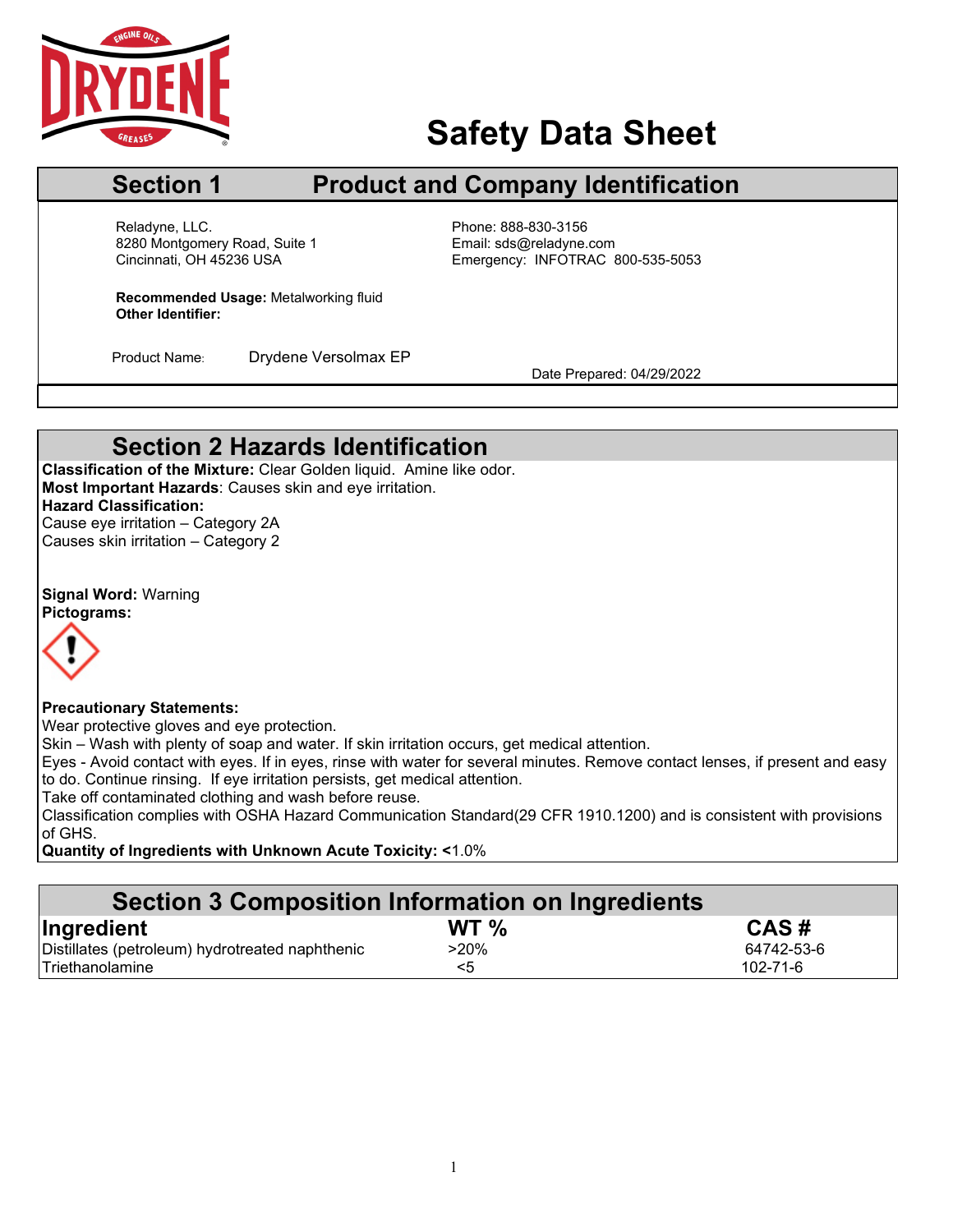# Safety Data Sheet

## Section 1 Product and Company Identification

Reladyne, LLC.
8280 Montgomery Road, Suite 1
Cincinnati, OH 45236 USA

Phone: 888-830-3156
Email: sds@reladyne.com
Emergency: INFOTRAC 800-535-5053

**Recommended Usage:** Metalworking fluid
**Other Identifier:**

Product Name: Drydene Versolmax EP

Date Prepared: 04/29/2022

## Section 2 Hazards Identification

**Classification of the Mixture:** Clear Golden liquid. Amine like odor.
**Most Important Hazards**: Causes skin and eye irritation.
**Hazard Classification:**
Cause eye irritation – Category 2A
Causes skin irritation – Category 2

**Signal Word:** Warning
**Pictograms:**

**Precautionary Statements:**
Wear protective gloves and eye protection.
Skin – Wash with plenty of soap and water. If skin irritation occurs, get medical attention.
Eyes - Avoid contact with eyes. If in eyes, rinse with water for several minutes. Remove contact lenses, if present and easy to do. Continue rinsing. If eye irritation persists, get medical attention.
Take off contaminated clothing and wash before reuse.
Classification complies with OSHA Hazard Communication Standard(29 CFR 1910.1200) and is consistent with provisions of GHS.
**Quantity of Ingredients with Unknown Acute Toxicity: <**1.0%

## Section 3 Composition Information on Ingredients

| Ingredient | WT % | CAS # |
|---|---|---|
| Distillates (petroleum) hydrotreated naphthenic | >20% | 64742-53-6 |
| Triethanolamine | <5 | 102-71-6 |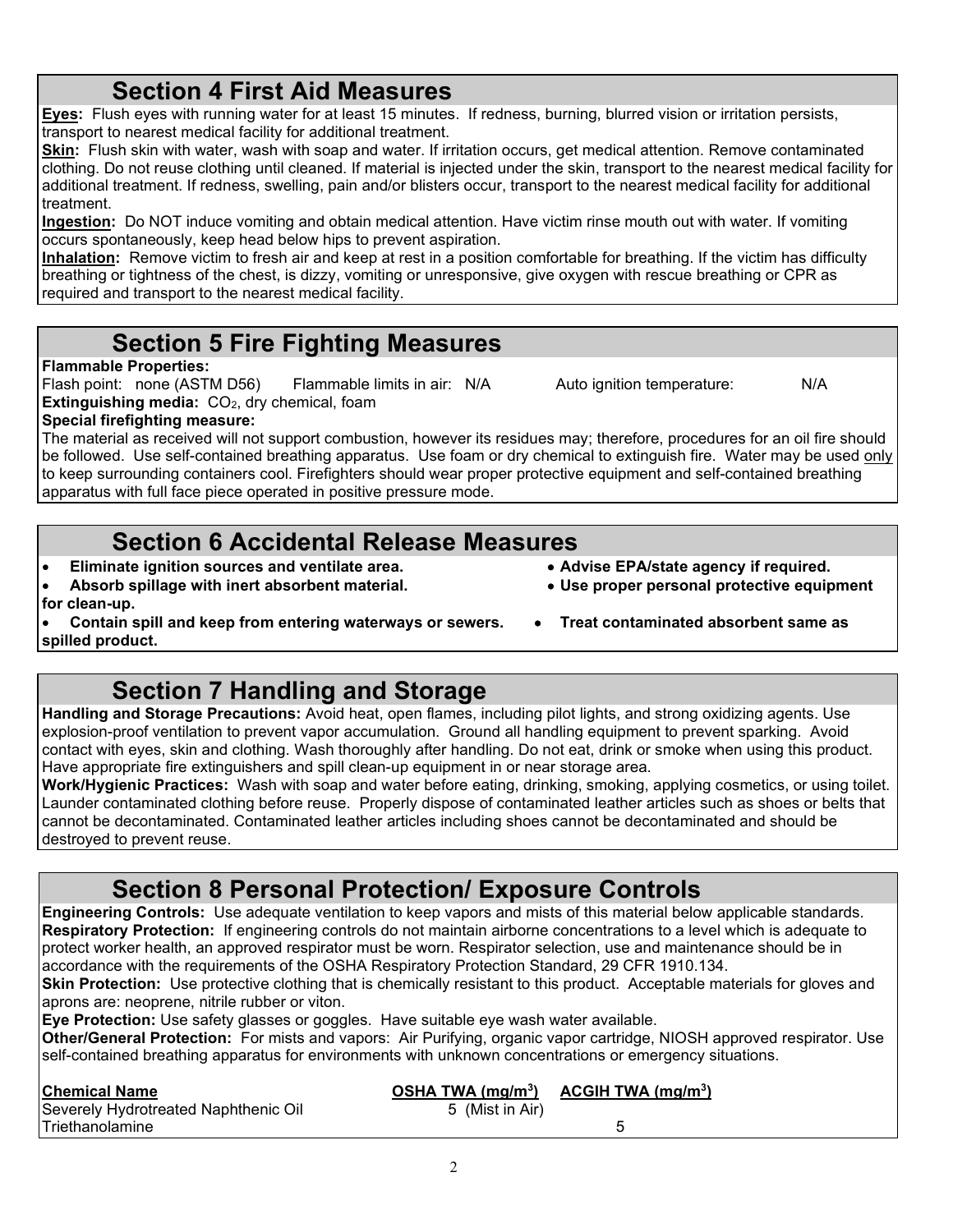## Section 4 First Aid Measures

**Eyes:** Flush eyes with running water for at least 15 minutes. If redness, burning, blurred vision or irritation persists, transport to nearest medical facility for additional treatment.

**Skin:** Flush skin with water, wash with soap and water. If irritation occurs, get medical attention. Remove contaminated clothing. Do not reuse clothing until cleaned. If material is injected under the skin, transport to the nearest medical facility for additional treatment. If redness, swelling, pain and/or blisters occur, transport to the nearest medical facility for additional treatment.

**Ingestion:** Do NOT induce vomiting and obtain medical attention. Have victim rinse mouth out with water. If vomiting occurs spontaneously, keep head below hips to prevent aspiration.

**Inhalation:** Remove victim to fresh air and keep at rest in a position comfortable for breathing. If the victim has difficulty breathing or tightness of the chest, is dizzy, vomiting or unresponsive, give oxygen with rescue breathing or CPR as required and transport to the nearest medical facility.

## Section 5 Fire Fighting Measures

**Flammable Properties:**

Flash point: none (ASTM D56) Flammable limits in air: N/A Auto ignition temperature: N/A

**Extinguishing media:** $CO_2$, dry chemical, foam

**Special firefighting measure:**

The material as received will not support combustion, however its residues may; therefore, procedures for an oil fire should be followed. Use self-contained breathing apparatus. Use foam or dry chemical to extinguish fire. Water may be used only to keep surrounding containers cool. Firefighters should wear proper protective equipment and self-contained breathing apparatus with full face piece operated in positive pressure mode.

## Section 6 Accidental Release Measures

- **Eliminate ignition sources and ventilate area.**
- **Absorb spillage with inert absorbent material.**
- **Contain spill and keep from entering waterways or sewers.**
- **Advise EPA/state agency if required.**
- **Use proper personal protective equipment for clean-up.**
- **Treat contaminated absorbent same as spilled product.**

## Section 7 Handling and Storage

**Handling and Storage Precautions:** Avoid heat, open flames, including pilot lights, and strong oxidizing agents. Use explosion-proof ventilation to prevent vapor accumulation. Ground all handling equipment to prevent sparking. Avoid contact with eyes, skin and clothing. Wash thoroughly after handling. Do not eat, drink or smoke when using this product. Have appropriate fire extinguishers and spill clean-up equipment in or near storage area.

**Work/Hygienic Practices:** Wash with soap and water before eating, drinking, smoking, applying cosmetics, or using toilet. Launder contaminated clothing before reuse. Properly dispose of contaminated leather articles such as shoes or belts that cannot be decontaminated. Contaminated leather articles including shoes cannot be decontaminated and should be destroyed to prevent reuse.

## Section 8 Personal Protection/ Exposure Controls

**Engineering Controls:** Use adequate ventilation to keep vapors and mists of this material below applicable standards.

**Respiratory Protection:** If engineering controls do not maintain airborne concentrations to a level which is adequate to protect worker health, an approved respirator must be worn. Respirator selection, use and maintenance should be in accordance with the requirements of the OSHA Respiratory Protection Standard, 29 CFR 1910.134.

**Skin Protection:** Use protective clothing that is chemically resistant to this product. Acceptable materials for gloves and aprons are: neoprene, nitrile rubber or viton.

**Eye Protection:** Use safety glasses or goggles. Have suitable eye wash water available.

**Other/General Protection:** For mists and vapors: Air Purifying, organic vapor cartridge, NIOSH approved respirator. Use self-contained breathing apparatus for environments with unknown concentrations or emergency situations.

| Chemical Name | OSHA TWA (mg/m$^3$) | ACGIH TWA (mg/m$^3$) |
|---|---|---|
| Severely Hydrotreated Naphthenic Oil | 5 (Mist in Air) | |
| Triethanolamine | | 5 |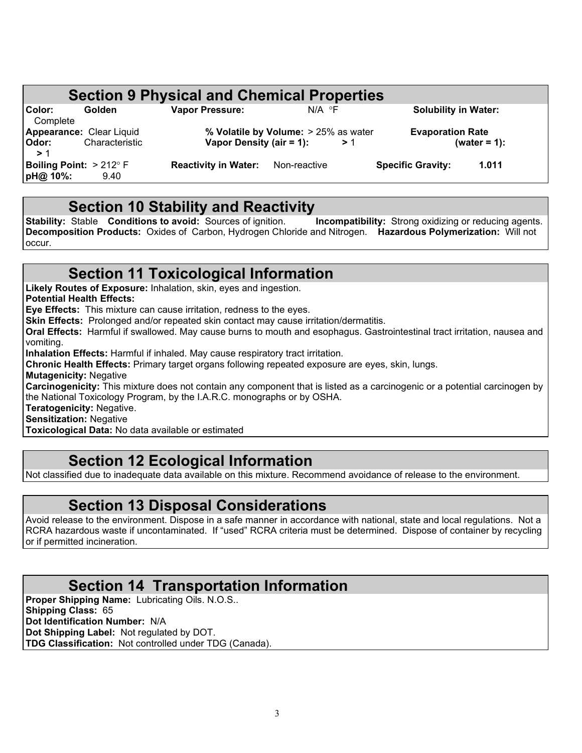## Section 9 Physical and Chemical Properties

| | | | | | |
|---|---|---|---|---|---|
| **Color:** | Golden | **Vapor Pressure:** | N/A °F | **Solubility in Water:** | Complete |
| **Appearance:** | Clear Liquid | **% Volatile by Volume:** | > 25% as water | **Evaporation Rate (water = 1):** | > 1 |
| **Odor:** | Characteristic | **Vapor Density (air = 1):** | > 1 | | |
| **Boiling Point:** | > 212° F | **Reactivity in Water:** | Non-reactive | **Specific Gravity:** | 1.011 |
| **pH@ 10%:** | 9.40 | | | | |

## Section 10 Stability and Reactivity

**Stability:** Stable **Conditions to avoid:** Sources of ignition. **Incompatibility:** Strong oxidizing or reducing agents. **Decomposition Products:** Oxides of Carbon, Hydrogen Chloride and Nitrogen. **Hazardous Polymerization:** Will not occur.

## Section 11 Toxicological Information

**Likely Routes of Exposure:** Inhalation, skin, eyes and ingestion.

**Potential Health Effects:**

**Eye Effects:** This mixture can cause irritation, redness to the eyes.

**Skin Effects:** Prolonged and/or repeated skin contact may cause irritation/dermatitis.

**Oral Effects:** Harmful if swallowed. May cause burns to mouth and esophagus. Gastrointestinal tract irritation, nausea and vomiting.

**Inhalation Effects:** Harmful if inhaled. May cause respiratory tract irritation.

**Chronic Health Effects:** Primary target organs following repeated exposure are eyes, skin, lungs.

**Mutagenicity:** Negative

**Carcinogenicity:** This mixture does not contain any component that is listed as a carcinogenic or a potential carcinogen by the National Toxicology Program, by the I.A.R.C. monographs or by OSHA.

**Teratogenicity:** Negative.

**Sensitization:** Negative

**Toxicological Data:** No data available or estimated

## Section 12 Ecological Information

Not classified due to inadequate data available on this mixture. Recommend avoidance of release to the environment.

## Section 13 Disposal Considerations

Avoid release to the environment. Dispose in a safe manner in accordance with national, state and local regulations. Not a RCRA hazardous waste if uncontaminated. If "used" RCRA criteria must be determined. Dispose of container by recycling or if permitted incineration.

## Section 14 Transportation Information

**Proper Shipping Name:** Lubricating Oils. N.O.S..

**Shipping Class:** 65

**Dot Identification Number:** N/A

**Dot Shipping Label:** Not regulated by DOT.

**TDG Classification:** Not controlled under TDG (Canada).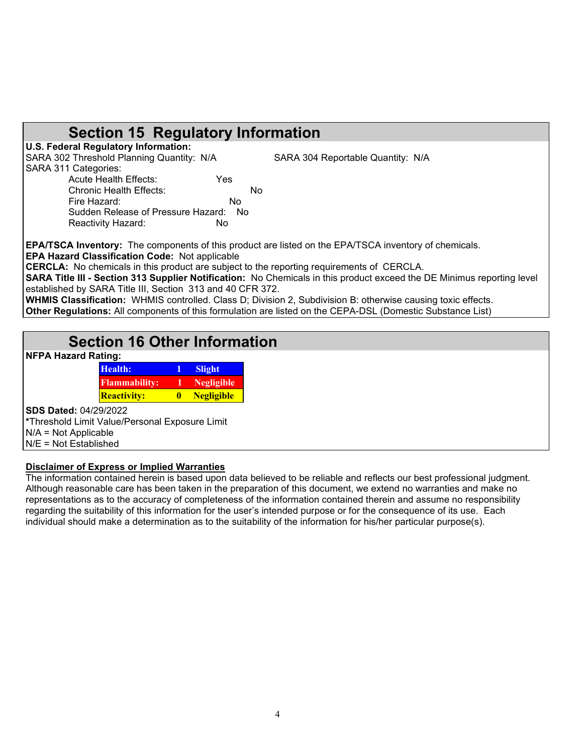## Section 15 Regulatory Information

**U.S. Federal Regulatory Information:**

SARA 302 Threshold Planning Quantity: N/A

SARA 304 Reportable Quantity: N/A

SARA 311 Categories:

| | |
|---|---|
| Acute Health Effects: | Yes |
| Chronic Health Effects: | No |
| Fire Hazard: | No |
| Sudden Release of Pressure Hazard: | No |
| Reactivity Hazard: | No |

**EPA/TSCA Inventory:** The components of this product are listed on the EPA/TSCA inventory of chemicals.
**EPA Hazard Classification Code:** Not applicable
**CERCLA:** No chemicals in this product are subject to the reporting requirements of CERCLA.
**SARA Title III - Section 313 Supplier Notification:** No Chemicals in this product exceed the DE Minimus reporting level established by SARA Title III, Section 313 and 40 CFR 372.
**WHMIS Classification:** WHMIS controlled. Class D; Division 2, Subdivision B: otherwise causing toxic effects.
**Other Regulations:** All components of this formulation are listed on the CEPA-DSL (Domestic Substance List)

## Section 16 Other Information

**NFPA Hazard Rating:**

| | | |
|---|---|---|
| **Health:** | **1** | **Slight** |
| **Flammability:** | **1** | **Negligible** |
| **Reactivity:** | **0** | **Negligible** |

**SDS Dated:** 04/29/2022
*Threshold Limit Value/Personal Exposure Limit
N/A = Not Applicable
N/E = Not Established

**Disclaimer of Express or Implied Warranties**

The information contained herein is based upon data believed to be reliable and reflects our best professional judgment. Although reasonable care has been taken in the preparation of this document, we extend no warranties and make no representations as to the accuracy of completeness of the information contained therein and assume no responsibility regarding the suitability of this information for the user's intended purpose or for the consequence of its use. Each individual should make a determination as to the suitability of the information for his/her particular purpose(s).